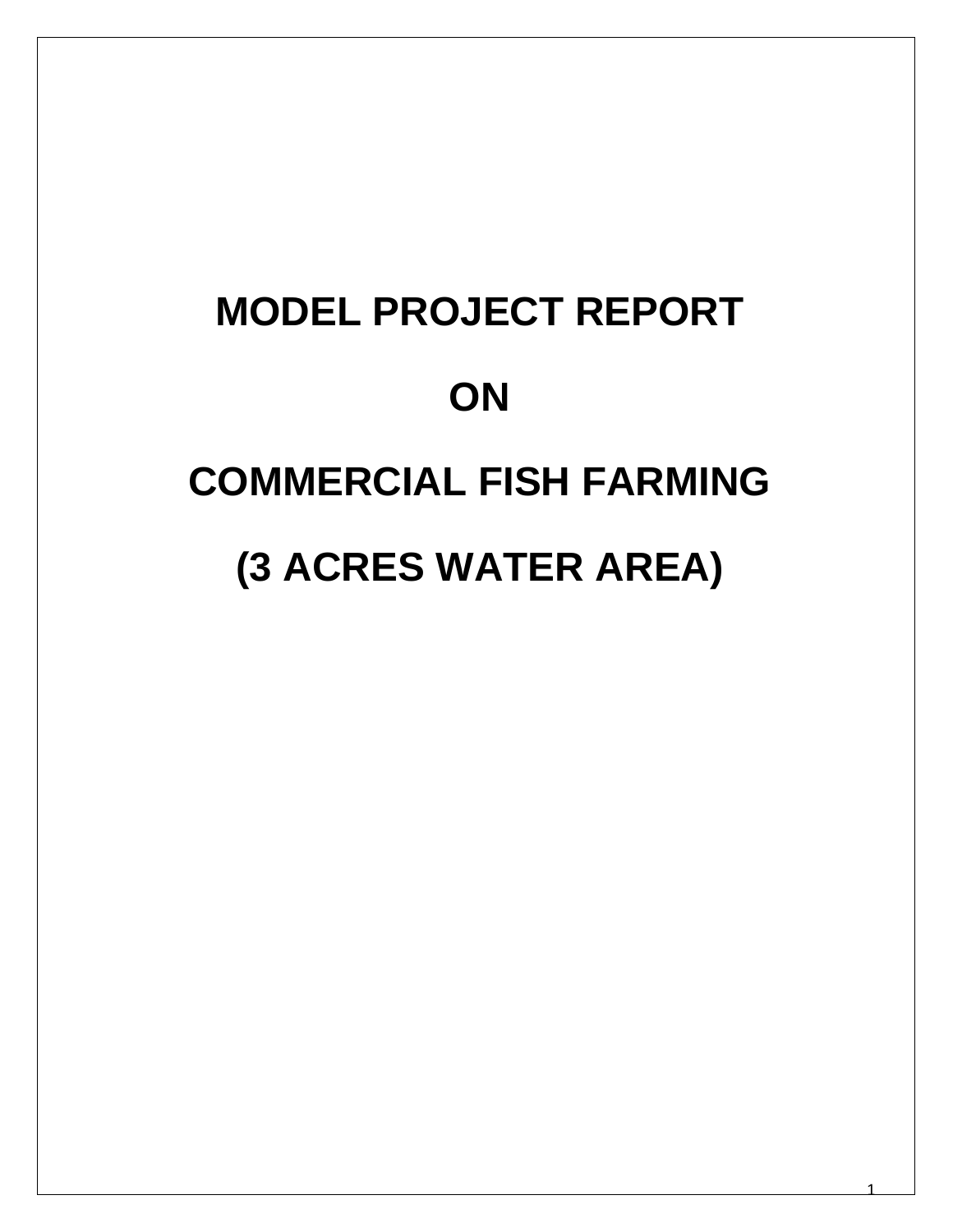# MODEL PROJECT REPORT

# ON

# COMMERCIAL FISH FARMING

# (3 ACRES WATER AREA)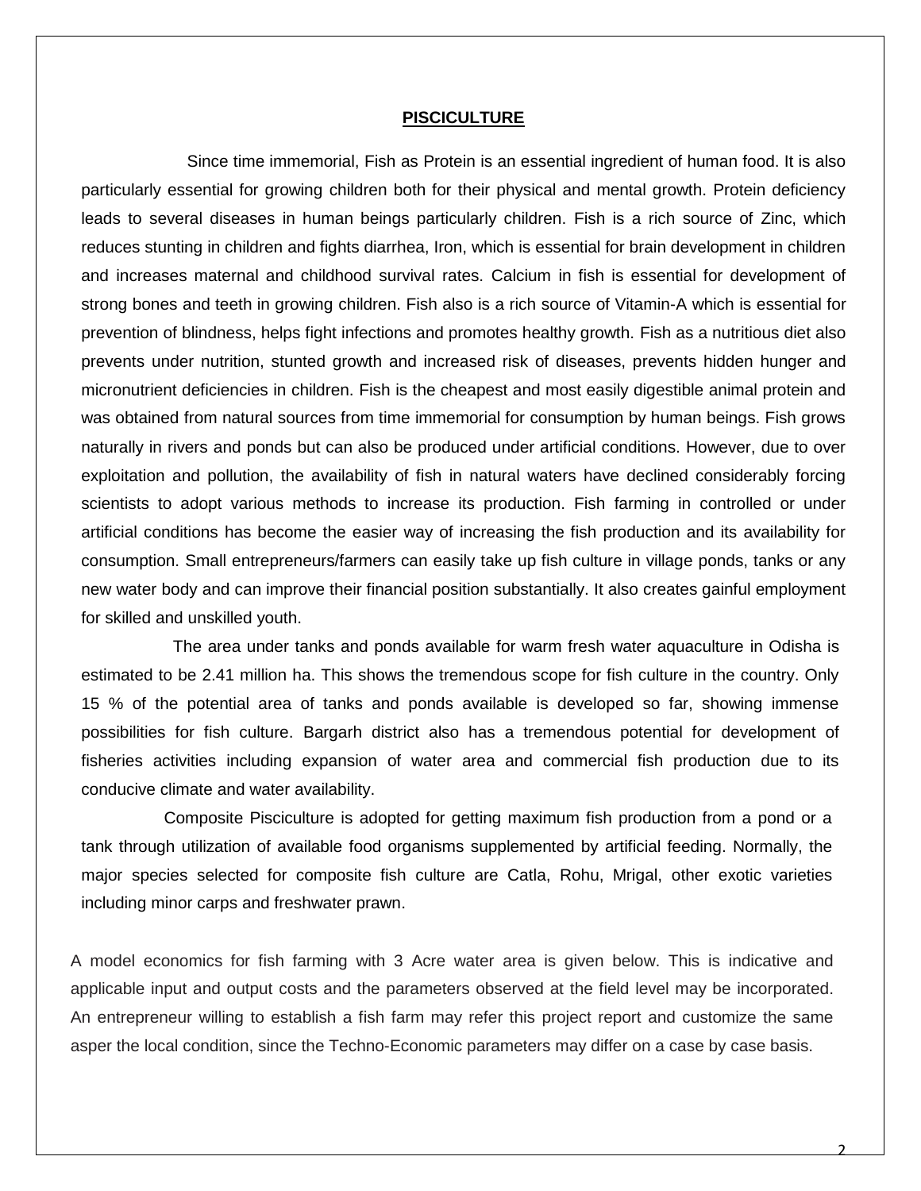# PISCICULTURE

Since time immemorial, Fish as Protein is an essential ingredient of human food. It is also particularly essential for growing children both for their physical and mental growth. Protein deficiency leads to several diseases in human beings particularly children. Fish is a rich source of Zinc, which reduces stunting in children and fights diarrhea, Iron, which is essential for brain development in children and increases maternal and childhood survival rates. Calcium in fish is essential for development of strong bones and teeth in growing children. Fish also is a rich source of Vitamin-A which is essential for prevention of blindness, helps fight infections and promotes healthy growth. Fish as a nutritious diet also prevents under nutrition, stunted growth and increased risk of diseases, prevents hidden hunger and micronutrient deficiencies in children. Fish is the cheapest and most easily digestible animal protein and was obtained from natural sources from time immemorial for consumption by human beings. Fish grows naturally in rivers and ponds but can also be produced under artificial conditions. However, due to over exploitation and pollution, the availability of fish in natural waters have declined considerably forcing scientists to adopt various methods to increase its production. Fish farming in controlled or under artificial conditions has become the easier way of increasing the fish production and its availability for consumption. Small entrepreneurs/farmers can easily take up fish culture in village ponds, tanks or any new water body and can improve their financial position substantially. It also creates gainful employment for skilled and unskilled youth.

The area under tanks and ponds available for warm fresh water aquaculture in Odisha is estimated to be 2.41 million ha. This shows the tremendous scope for fish culture in the country. Only 15 % of the potential area of tanks and ponds available is developed so far, showing immense possibilities for fish culture. Bargarh district also has a tremendous potential for development of fisheries activities including expansion of water area and commercial fish production due to its conducive climate and water availability.

Composite Pisciculture is adopted for getting maximum fish production from a pond or a tank through utilization of available food organisms supplemented by artificial feeding. Normally, the major species selected for composite fish culture are Catla, Rohu, Mrigal, other exotic varieties including minor carps and freshwater prawn.

A model economics for fish farming with 3 Acre water area is given below. This is indicative and applicable input and output costs and the parameters observed at the field level may be incorporated. An entrepreneur willing to establish a fish farm may refer this project report and customize the same asper the local condition, since the Techno-Economic parameters may differ on a case by case basis.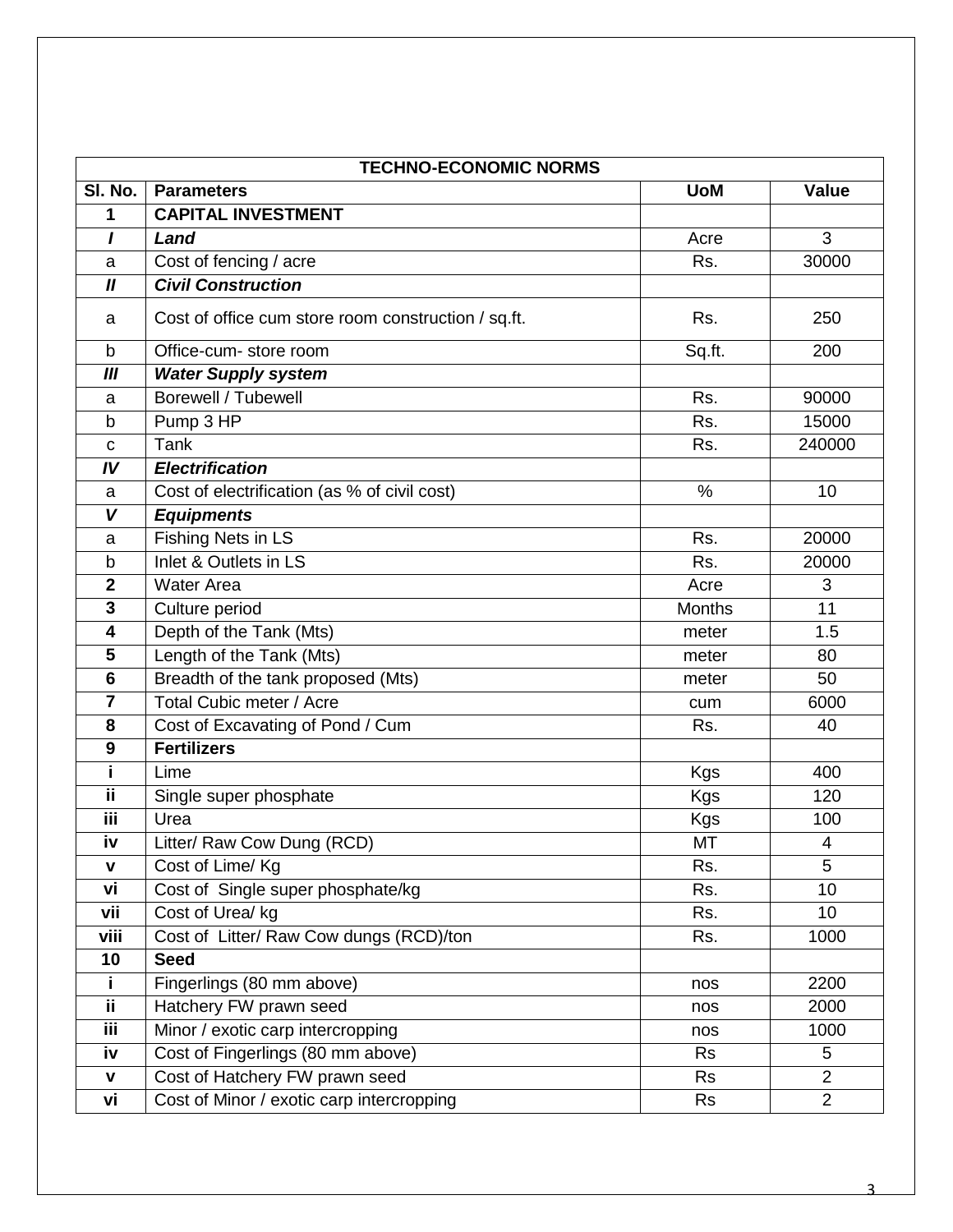| TECHNO-ECONOMIC NORMS | | | |
|---|---|---|---|
| **Sl. No.** | **Parameters** | **UoM** | **Value** |
| **1** | **CAPITAL INVESTMENT** | | |
| ***I*** | ***Land*** | Acre | 3 |
| a | Cost of fencing / acre | Rs. | 30000 |
| ***II*** | ***Civil Construction*** | | |
| a | Cost of office cum store room construction / sq.ft. | Rs. | 250 |
| b | Office-cum- store room | Sq.ft. | 200 |
| ***III*** | ***Water Supply system*** | | |
| a | Borewell / Tubewell | Rs. | 90000 |
| b | Pump 3 HP | Rs. | 15000 |
| c | Tank | Rs. | 240000 |
| ***IV*** | ***Electrification*** | | |
| a | Cost of electrification (as % of civil cost) | % | 10 |
| ***V*** | ***Equipments*** | | |
| a | Fishing Nets in LS | Rs. | 20000 |
| b | Inlet & Outlets in LS | Rs. | 20000 |
| **2** | Water Area | Acre | 3 |
| **3** | Culture period | Months | 11 |
| **4** | Depth of the Tank (Mts) | meter | 1.5 |
| **5** | Length of the Tank (Mts) | meter | 80 |
| **6** | Breadth of the tank proposed (Mts) | meter | 50 |
| **7** | Total Cubic meter / Acre | cum | 6000 |
| **8** | Cost of Excavating of Pond / Cum | Rs. | 40 |
| **9** | **Fertilizers** | | |
| **i** | Lime | Kgs | 400 |
| **ii** | Single super phosphate | Kgs | 120 |
| **iii** | Urea | Kgs | 100 |
| **iv** | Litter/ Raw Cow Dung (RCD) | MT | 4 |
| **v** | Cost of Lime/ Kg | Rs. | 5 |
| **vi** | Cost of Single super phosphate/kg | Rs. | 10 |
| **vii** | Cost of Urea/ kg | Rs. | 10 |
| **viii** | Cost of Litter/ Raw Cow dungs (RCD)/ton | Rs. | 1000 |
| **10** | **Seed** | | |
| **i** | Fingerlings (80 mm above) | nos | 2200 |
| **ii** | Hatchery FW prawn seed | nos | 2000 |
| **iii** | Minor / exotic carp intercropping | nos | 1000 |
| **iv** | Cost of Fingerlings (80 mm above) | Rs | 5 |
| **v** | Cost of Hatchery FW prawn seed | Rs | 2 |
| **vi** | Cost of Minor / exotic carp intercropping | Rs | 2 |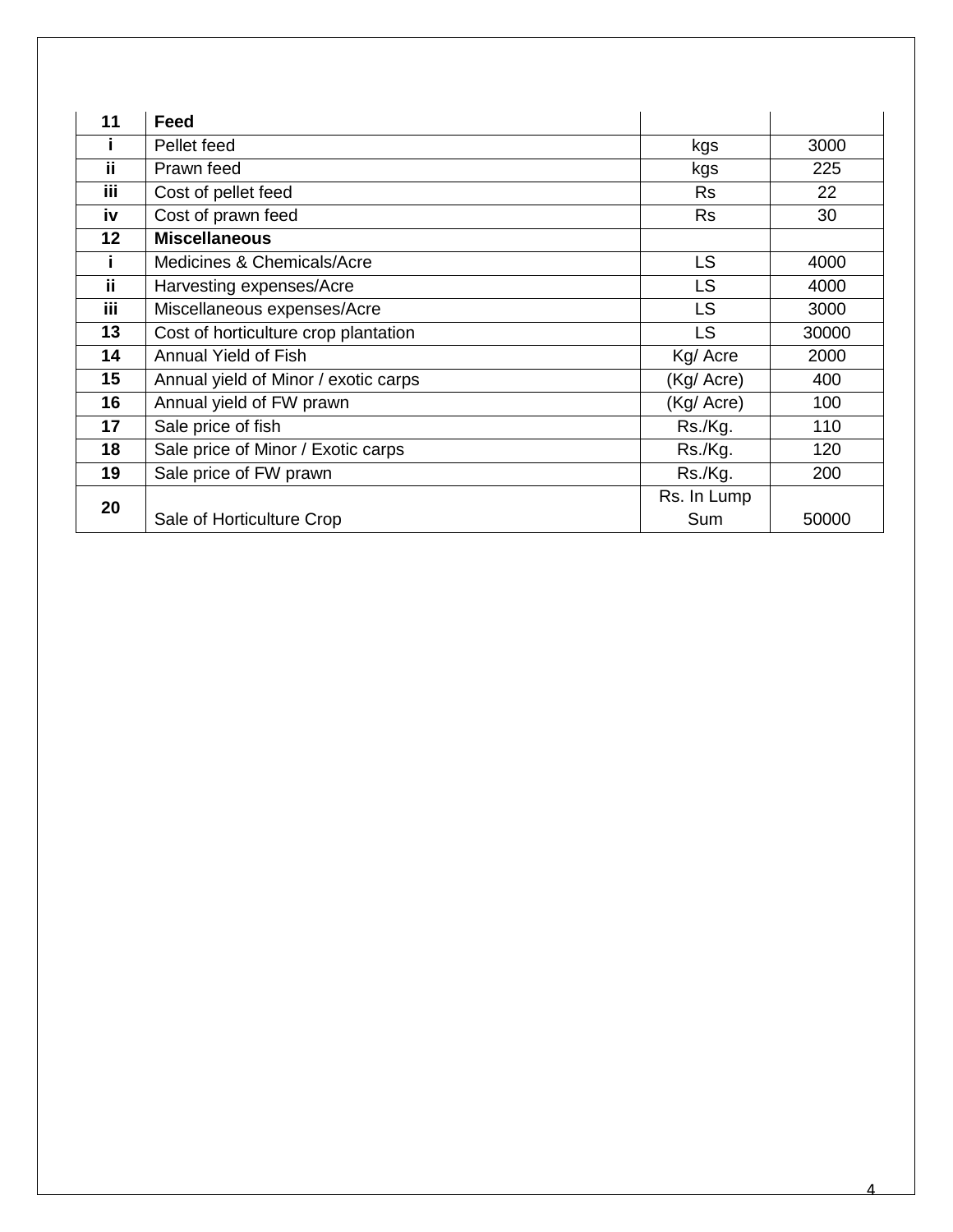| | | | |
|---|---|---|---|
| **11** | **Feed** | | |
| **i** | Pellet feed | kgs | 3000 |
| **ii** | Prawn feed | kgs | 225 |
| **iii** | Cost of pellet feed | Rs | 22 |
| **iv** | Cost of prawn feed | Rs | 30 |
| **12** | **Miscellaneous** | | |
| **i** | Medicines & Chemicals/Acre | LS | 4000 |
| **ii** | Harvesting expenses/Acre | LS | 4000 |
| **iii** | Miscellaneous expenses/Acre | LS | 3000 |
| **13** | Cost of horticulture crop plantation | LS | 30000 |
| **14** | Annual Yield of Fish | Kg/ Acre | 2000 |
| **15** | Annual yield of Minor / exotic carps | (Kg/ Acre) | 400 |
| **16** | Annual yield of FW prawn | (Kg/ Acre) | 100 |
| **17** | Sale price of fish | Rs./Kg. | 110 |
| **18** | Sale price of Minor / Exotic carps | Rs./Kg. | 120 |
| **19** | Sale price of FW prawn | Rs./Kg. | 200 |
| **20** | Sale of Horticulture Crop | Rs. In Lump Sum | 50000 |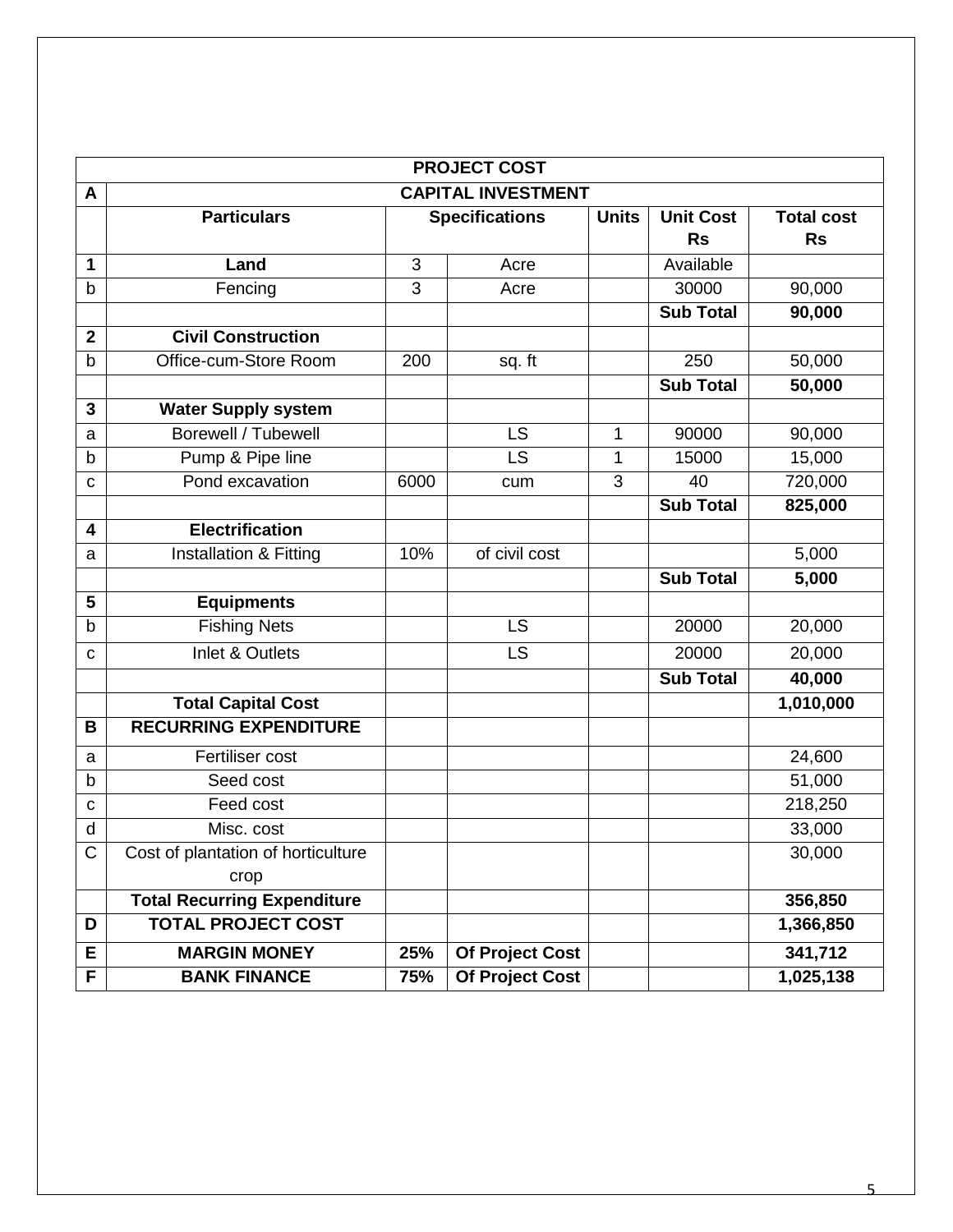| PROJECT COST | | | | | | |
|---|---|---|---|---|---|---|
| **A** | **CAPITAL INVESTMENT** | | | | | |
| | **Particulars** | **Specifications** | | **Units** | **Unit Cost Rs** | **Total cost Rs** |
| **1** | **Land** | 3 | Acre | | Available | |
| b | Fencing | 3 | Acre | | 30000 | 90,000 |
| | | | | | **Sub Total** | **90,000** |
| **2** | **Civil Construction** | | | | | |
| b | Office-cum-Store Room | 200 | sq. ft | | 250 | 50,000 |
| | | | | | **Sub Total** | **50,000** |
| **3** | **Water Supply system** | | | | | |
| a | Borewell / Tubewell | | LS | 1 | 90000 | 90,000 |
| b | Pump & Pipe line | | LS | 1 | 15000 | 15,000 |
| c | Pond excavation | 6000 | cum | 3 | 40 | 720,000 |
| | | | | | **Sub Total** | **825,000** |
| **4** | **Electrification** | | | | | |
| a | Installation & Fitting | 10% | of civil cost | | | 5,000 |
| | | | | | **Sub Total** | **5,000** |
| **5** | **Equipments** | | | | | |
| b | Fishing Nets | | LS | | 20000 | 20,000 |
| c | Inlet & Outlets | | LS | | 20000 | 20,000 |
| | | | | | **Sub Total** | **40,000** |
| | **Total Capital Cost** | | | | | **1,010,000** |
| **B** | **RECURRING EXPENDITURE** | | | | | |
| a | Fertiliser cost | | | | | 24,600 |
| b | Seed cost | | | | | 51,000 |
| c | Feed cost | | | | | 218,250 |
| d | Misc. cost | | | | | 33,000 |
| C | Cost of plantation of horticulture crop | | | | | 30,000 |
| | **Total Recurring Expenditure** | | | | | **356,850** |
| **D** | **TOTAL PROJECT COST** | | | | | **1,366,850** |
| **E** | **MARGIN MONEY** | **25%** | **Of Project Cost** | | | **341,712** |
| **F** | **BANK FINANCE** | **75%** | **Of Project Cost** | | | **1,025,138** |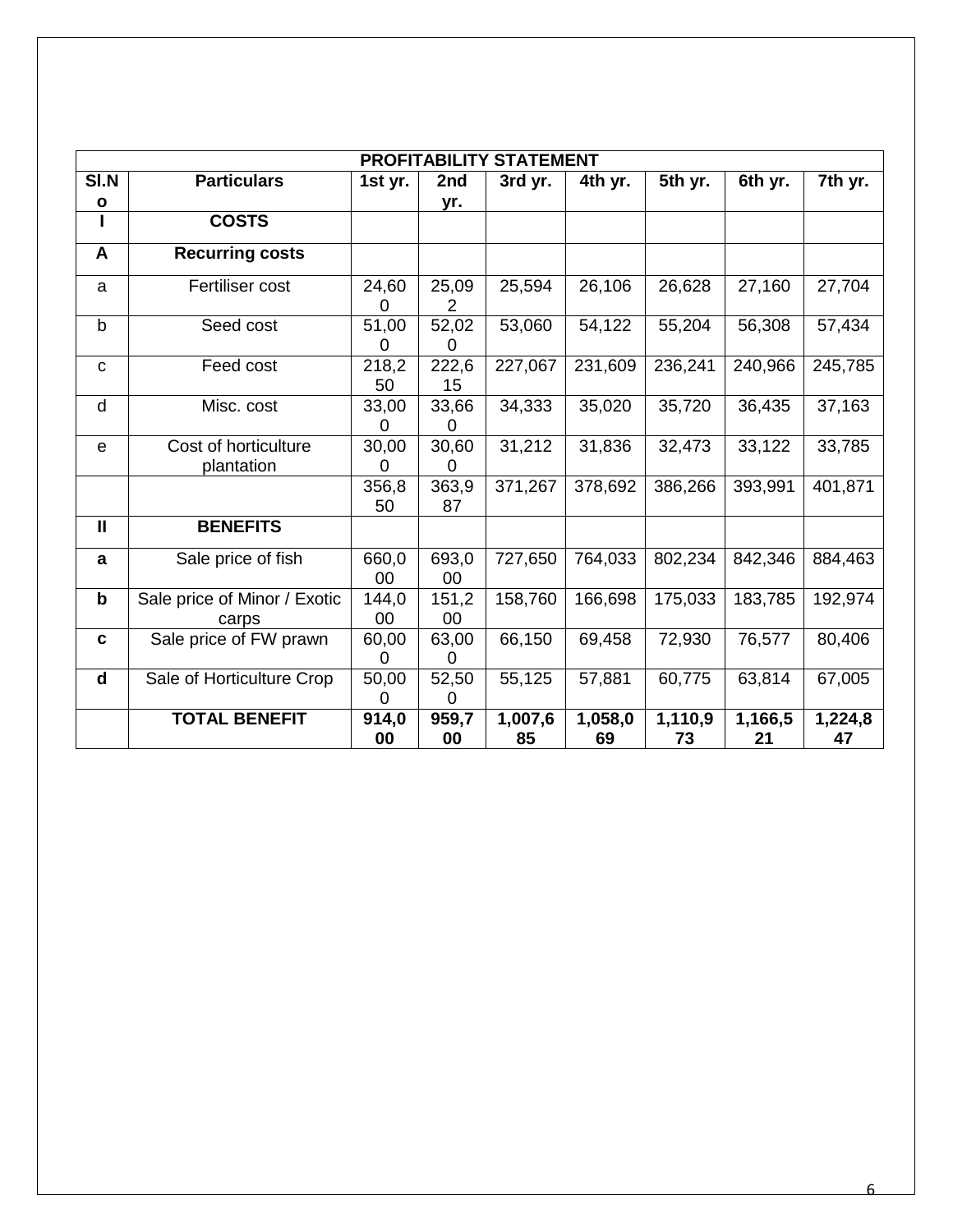| PROFITABILITY STATEMENT | | | | | | | | |
|---|---|---|---|---|---|---|---|---|
| **Sl.No** | **Particulars** | **1st yr.** | **2nd yr.** | **3rd yr.** | **4th yr.** | **5th yr.** | **6th yr.** | **7th yr.** |
| **I** | **COSTS** | | | | | | | |
| **A** | **Recurring costs** | | | | | | | |
| a | Fertiliser cost | 24,600 | 25,092 | 25,594 | 26,106 | 26,628 | 27,160 | 27,704 |
| b | Seed cost | 51,000 | 52,020 | 53,060 | 54,122 | 55,204 | 56,308 | 57,434 |
| c | Feed cost | 218,250 | 222,615 | 227,067 | 231,609 | 236,241 | 240,966 | 245,785 |
| d | Misc. cost | 33,000 | 33,660 | 34,333 | 35,020 | 35,720 | 36,435 | 37,163 |
| e | Cost of horticulture plantation | 30,000 | 30,600 | 31,212 | 31,836 | 32,473 | 33,122 | 33,785 |
| | | 356,850 | 363,987 | 371,267 | 378,692 | 386,266 | 393,991 | 401,871 |
| **II** | **BENEFITS** | | | | | | | |
| **a** | Sale price of fish | 660,000 | 693,000 | 727,650 | 764,033 | 802,234 | 842,346 | 884,463 |
| **b** | Sale price of Minor / Exotic carps | 144,000 | 151,200 | 158,760 | 166,698 | 175,033 | 183,785 | 192,974 |
| **c** | Sale price of FW prawn | 60,000 | 63,000 | 66,150 | 69,458 | 72,930 | 76,577 | 80,406 |
| **d** | Sale of Horticulture Crop | 50,000 | 52,500 | 55,125 | 57,881 | 60,775 | 63,814 | 67,005 |
| | **TOTAL BENEFIT** | **914,000** | **959,700** | **1,007,685** | **1,058,069** | **1,110,973** | **1,166,521** | **1,224,847** |